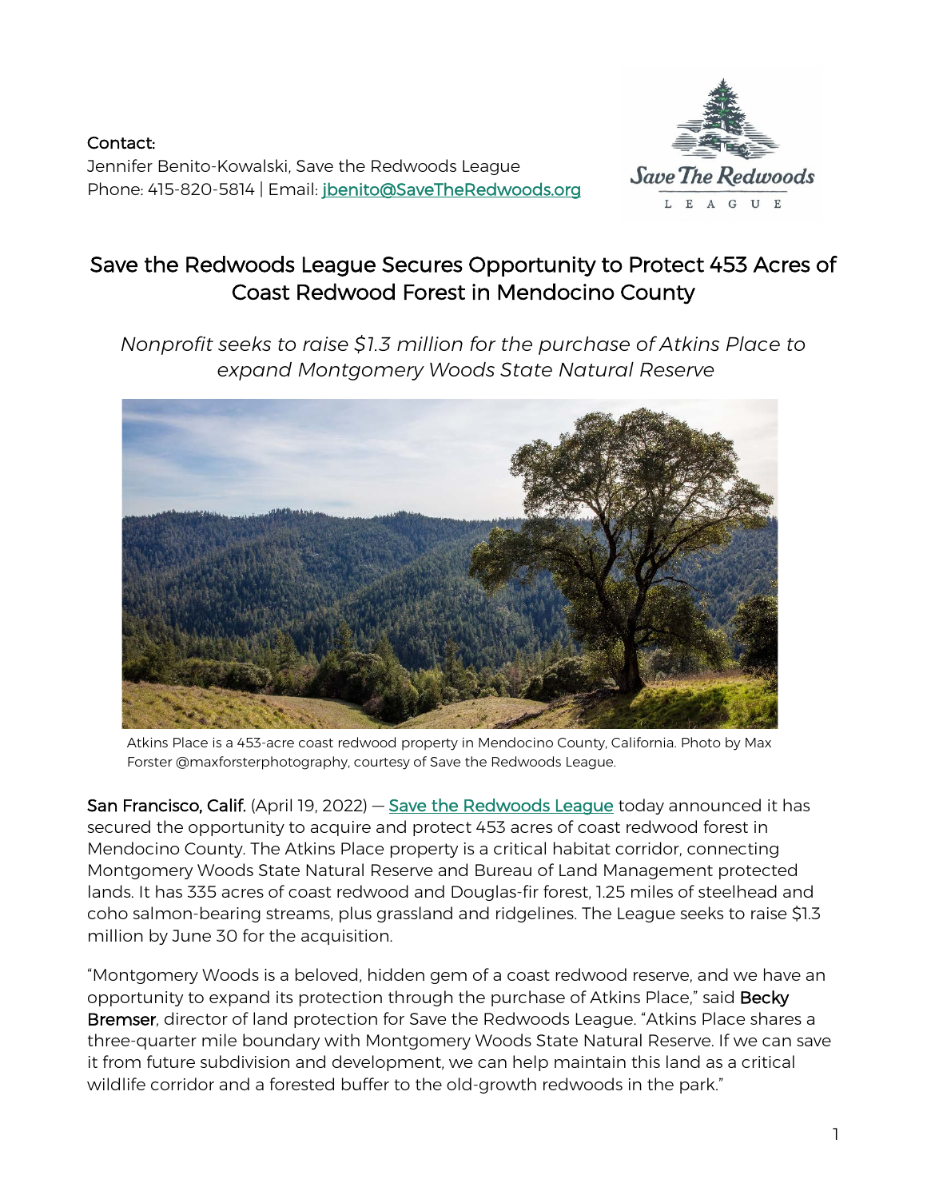**Contact:**
Jennifer Benito-Kowalski, Save the Redwoods League
Phone: 415-820-5814 | Email: jbenito@SaveTheRedwoods.org

# Save the Redwoods League Secures Opportunity to Protect 453 Acres of Coast Redwood Forest in Mendocino County

*Nonprofit seeks to raise $1.3 million for the purchase of Atkins Place to expand Montgomery Woods State Natural Reserve*

Atkins Place is a 453-acre coast redwood property in Mendocino County, California. Photo by Max Forster @maxforsterphotography, courtesy of Save the Redwoods League.

**San Francisco, Calif.** (April 19, 2022) — Save the Redwoods League today announced it has secured the opportunity to acquire and protect 453 acres of coast redwood forest in Mendocino County. The Atkins Place property is a critical habitat corridor, connecting Montgomery Woods State Natural Reserve and Bureau of Land Management protected lands. It has 335 acres of coast redwood and Douglas-fir forest, 1.25 miles of steelhead and coho salmon-bearing streams, plus grassland and ridgelines. The League seeks to raise $1.3 million by June 30 for the acquisition.

"Montgomery Woods is a beloved, hidden gem of a coast redwood reserve, and we have an opportunity to expand its protection through the purchase of Atkins Place," said **Becky Bremser**, director of land protection for Save the Redwoods League. "Atkins Place shares a three-quarter mile boundary with Montgomery Woods State Natural Reserve. If we can save it from future subdivision and development, we can help maintain this land as a critical wildlife corridor and a forested buffer to the old-growth redwoods in the park."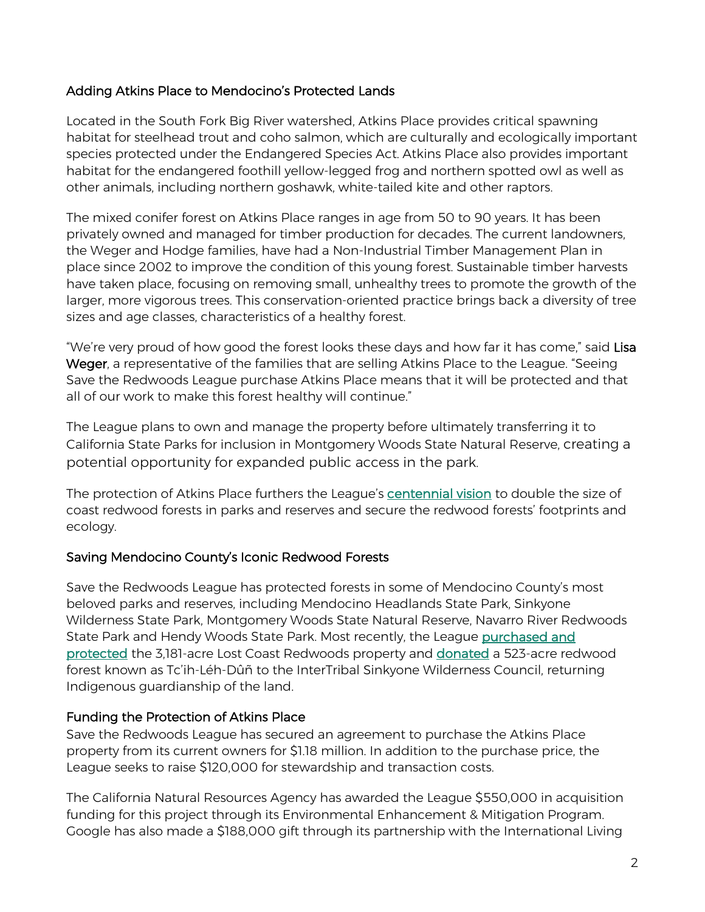## Adding Atkins Place to Mendocino's Protected Lands

Located in the South Fork Big River watershed, Atkins Place provides critical spawning habitat for steelhead trout and coho salmon, which are culturally and ecologically important species protected under the Endangered Species Act. Atkins Place also provides important habitat for the endangered foothill yellow-legged frog and northern spotted owl as well as other animals, including northern goshawk, white-tailed kite and other raptors.

The mixed conifer forest on Atkins Place ranges in age from 50 to 90 years. It has been privately owned and managed for timber production for decades. The current landowners, the Weger and Hodge families, have had a Non-Industrial Timber Management Plan in place since 2002 to improve the condition of this young forest. Sustainable timber harvests have taken place, focusing on removing small, unhealthy trees to promote the growth of the larger, more vigorous trees. This conservation-oriented practice brings back a diversity of tree sizes and age classes, characteristics of a healthy forest.

"We're very proud of how good the forest looks these days and how far it has come," said **Lisa Weger**, a representative of the families that are selling Atkins Place to the League. "Seeing Save the Redwoods League purchase Atkins Place means that it will be protected and that all of our work to make this forest healthy will continue."

The League plans to own and manage the property before ultimately transferring it to California State Parks for inclusion in Montgomery Woods State Natural Reserve, creating a potential opportunity for expanded public access in the park.

The protection of Atkins Place furthers the League's centennial vision to double the size of coast redwood forests in parks and reserves and secure the redwood forests' footprints and ecology.

## Saving Mendocino County's Iconic Redwood Forests

Save the Redwoods League has protected forests in some of Mendocino County's most beloved parks and reserves, including Mendocino Headlands State Park, Sinkyone Wilderness State Park, Montgomery Woods State Natural Reserve, Navarro River Redwoods State Park and Hendy Woods State Park. Most recently, the League purchased and protected the 3,181-acre Lost Coast Redwoods property and donated a 523-acre redwood forest known as Tc'ih-Léh-Dûñ to the InterTribal Sinkyone Wilderness Council, returning Indigenous guardianship of the land.

## Funding the Protection of Atkins Place

Save the Redwoods League has secured an agreement to purchase the Atkins Place property from its current owners for $1.18 million. In addition to the purchase price, the League seeks to raise $120,000 for stewardship and transaction costs.

The California Natural Resources Agency has awarded the League $550,000 in acquisition funding for this project through its Environmental Enhancement & Mitigation Program. Google has also made a $188,000 gift through its partnership with the International Living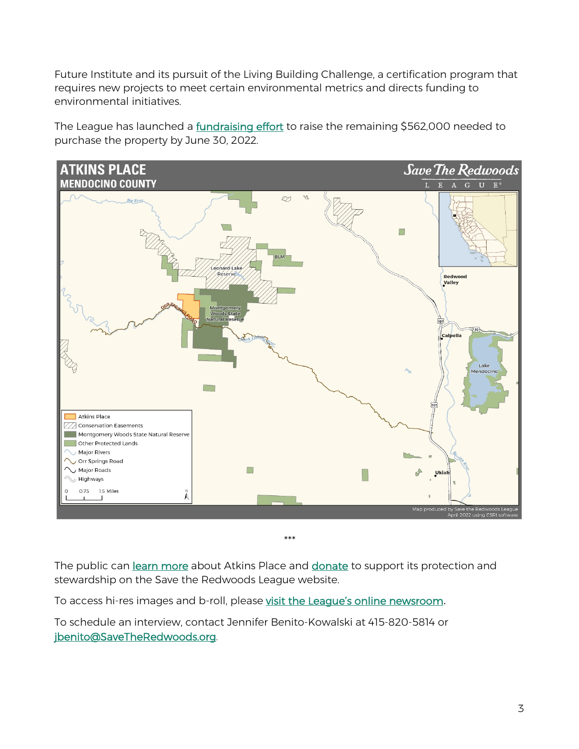Future Institute and its pursuit of the Living Building Challenge, a certification program that requires new projects to meet certain environmental metrics and directs funding to environmental initiatives.

The League has launched a fundraising effort to raise the remaining $562,000 needed to purchase the property by June 30, 2022.

***

The public can learn more about Atkins Place and donate to support its protection and stewardship on the Save the Redwoods League website.

To access hi-res images and b-roll, please visit the League's online newsroom.

To schedule an interview, contact Jennifer Benito-Kowalski at 415-820-5814 or jbenito@SaveTheRedwoods.org.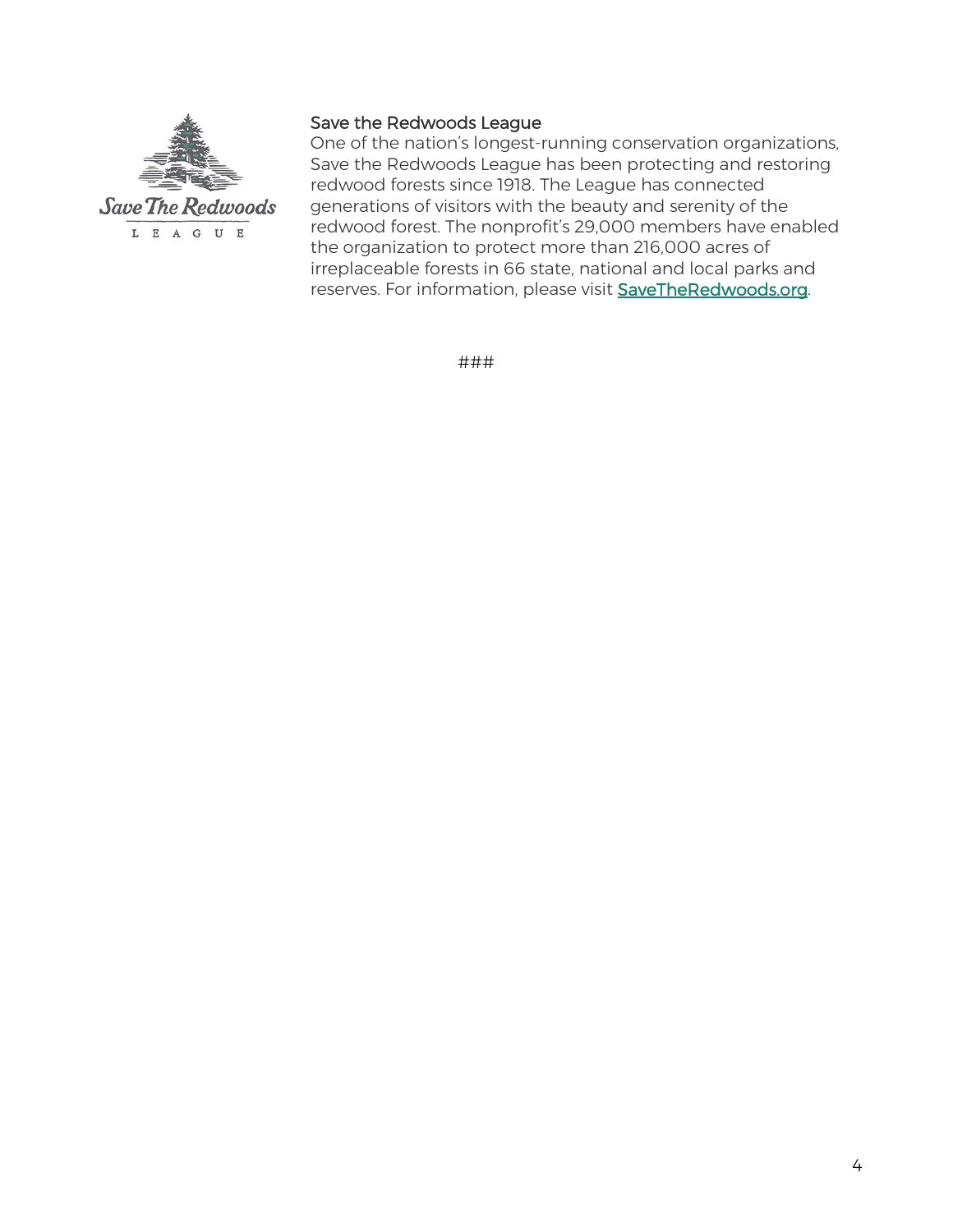Save the Redwoods League

One of the nation's longest-running conservation organizations, Save the Redwoods League has been protecting and restoring redwood forests since 1918. The League has connected generations of visitors with the beauty and serenity of the redwood forest. The nonprofit's 29,000 members have enabled the organization to protect more than 216,000 acres of irreplaceable forests in 66 state, national and local parks and reserves. For information, please visit SaveTheRedwoods.org.

###